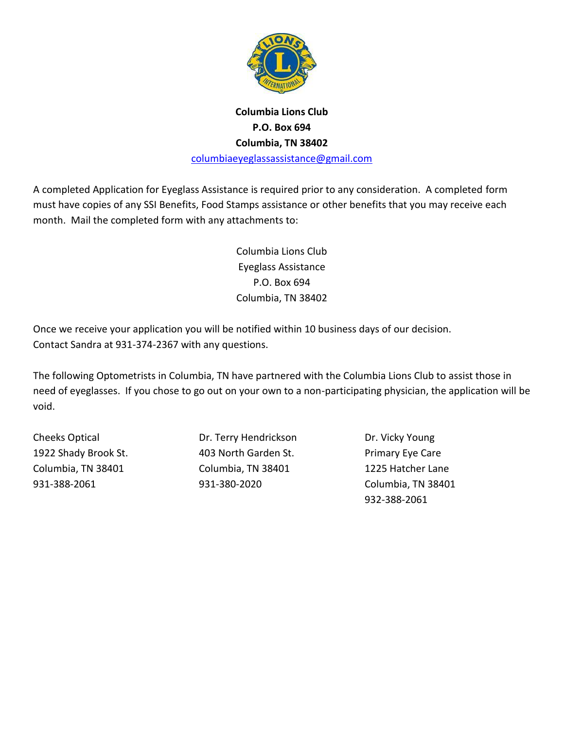**Columbia Lions Club**
**P.O. Box 694**
**Columbia, TN 38402**
columbiaeyeglassassistance@gmail.com

A completed Application for Eyeglass Assistance is required prior to any consideration. A completed form must have copies of any SSI Benefits, Food Stamps assistance or other benefits that you may receive each month. Mail the completed form with any attachments to:

Columbia Lions Club
Eyeglass Assistance
P.O. Box 694
Columbia, TN 38402

Once we receive your application you will be notified within 10 business days of our decision.
Contact Sandra at 931-374-2367 with any questions.

The following Optometrists in Columbia, TN have partnered with the Columbia Lions Club to assist those in need of eyeglasses. If you chose to go out on your own to a non-participating physician, the application will be void.

Cheeks Optical
1922 Shady Brook St.
Columbia, TN 38401
931-388-2061

Dr. Terry Hendrickson
403 North Garden St.
Columbia, TN 38401
931-380-2020

Dr. Vicky Young
Primary Eye Care
1225 Hatcher Lane
Columbia, TN 38401
932-388-2061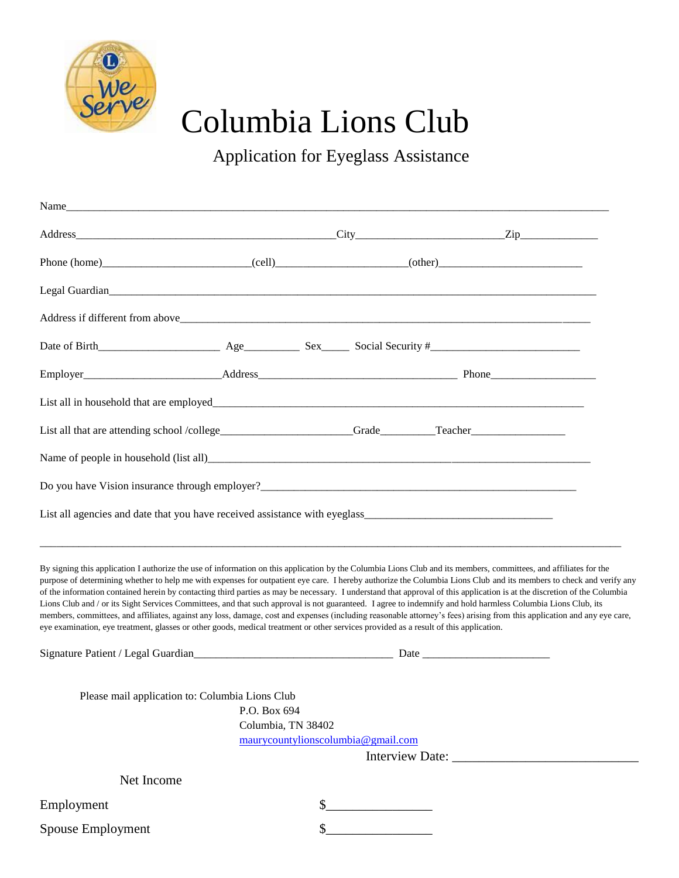# Columbia Lions Club

## Application for Eyeglass Assistance

Name_______________________________________________________________________________

Address_____________________________________________City_________________________Zip_____________

Phone (home)__________________________(cell)______________________(other)_________________________

Legal Guardian_____________________________________________________________________________

Address if different from above________________________________________________________________

Date of Birth_____________________ Age_________ Sex_____ Social Security #__________________________

Employer________________________Address___________________________________ Phone__________________

List all in household that are employed_______________________________________________________________

List all that are attending school /college______________________Grade_________Teacher________________

Name of people in household (list all)________________________________________________________________

Do you have Vision insurance through employer?______________________________________________________

List all agencies and date that you have received assistance with eyeglass_________________________________

_____________________________________________________________________________________________

By signing this application I authorize the use of information on this application by the Columbia Lions Club and its members, committees, and affiliates for the purpose of determining whether to help me with expenses for outpatient eye care. I hereby authorize the Columbia Lions Club and its members to check and verify any of the information contained herein by contacting third parties as may be necessary. I understand that approval of this application is at the discretion of the Columbia Lions Club and / or its Sight Services Committees, and that such approval is not guaranteed. I agree to indemnify and hold harmless Columbia Lions Club, its members, committees, and affiliates, against any loss, damage, cost and expenses (including reasonable attorney's fees) arising from this application and any eye care, eye examination, eye treatment, glasses or other goods, medical treatment or other services provided as a result of this application.

Signature Patient / Legal Guardian___________________________________ Date ______________________

Please mail application to: Columbia Lions Club
P.O. Box 694
Columbia, TN 38402
maurycountylionscolumbia@gmail.com

Interview Date: ____________________________

Net Income

Employment $________________

Spouse Employment $________________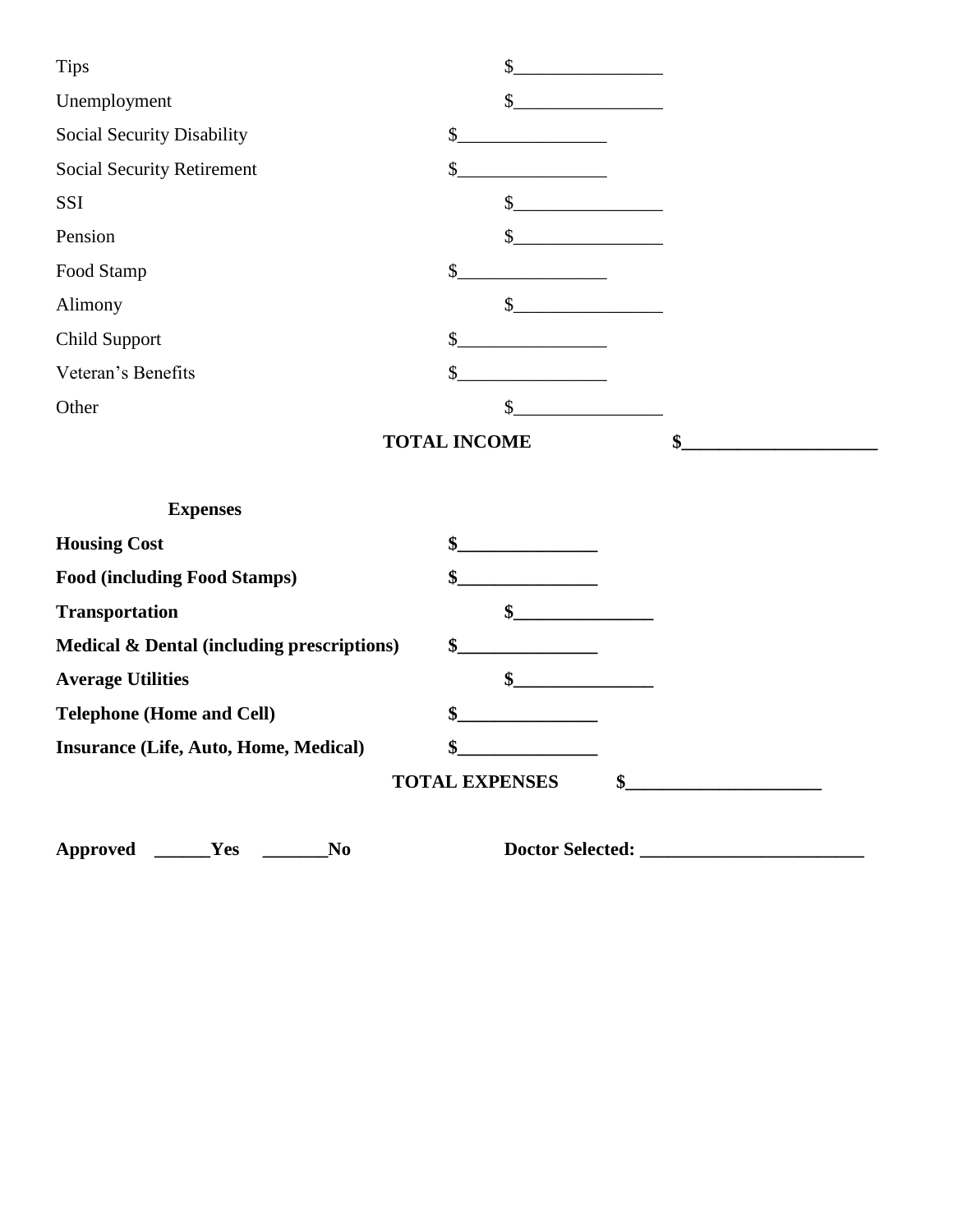Tips $________________

Unemployment $________________

Social Security Disability $________________

Social Security Retirement $________________

SSI $________________

Pension $________________

Food Stamp $________________

Alimony $________________

Child Support $________________

Veteran's Benefits $________________

Other $________________

**TOTAL INCOME** **$____________________**

**Expenses**

**Housing Cost** **$_______________**

**Food (including Food Stamps)** **$_______________**

**Transportation** **$_______________**

**Medical & Dental (including prescriptions)** **$_______________**

**Average Utilities** **$_______________**

**Telephone (Home and Cell)** **$_______________**

**Insurance (Life, Auto, Home, Medical)** **$_______________**

**TOTAL EXPENSES** **$____________________**

**Approved ______Yes _______No** **Doctor Selected: ________________________**